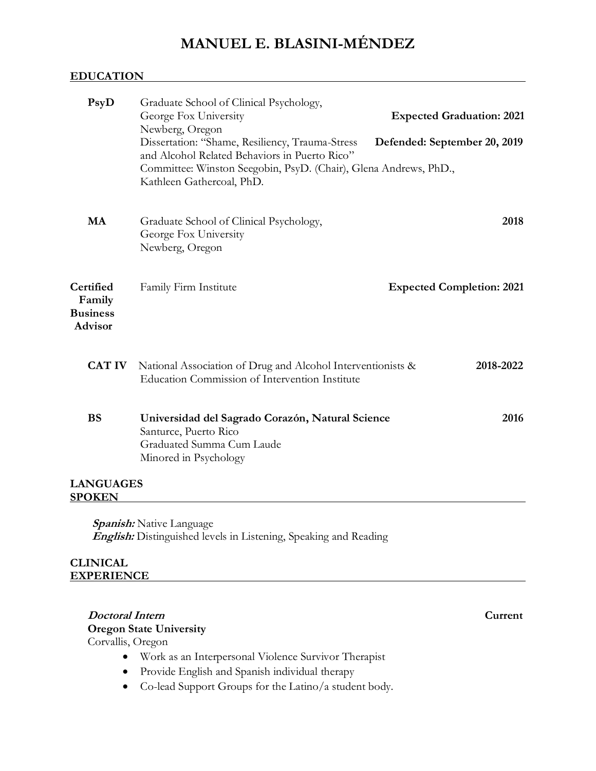# MANUEL E. BLASINI-MÉNDEZ

## EDUCATION

**PsyD**
Graduate School of Clinical Psychology,
George Fox University — **Expected Graduation: 2021**
Newberg, Oregon
Dissertation: "Shame, Resiliency, Trauma-Stress and Alcohol Related Behaviors in Puerto Rico" — **Defended: September 20, 2019**
Committee: Winston Seegobin, PsyD. (Chair), Glena Andrews, PhD., Kathleen Gathercoal, PhD.

**MA**
Graduate School of Clinical Psychology, — **2018**
George Fox University
Newberg, Oregon

**Certified Family Business Advisor**
Family Firm Institute — **Expected Completion: 2021**

**CAT IV**
National Association of Drug and Alcohol Interventionists & Education Commission of Intervention Institute — **2018-2022**

**BS**
**Universidad del Sagrado Corazón, Natural Science** — **2016**
Santurce, Puerto Rico
Graduated Summa Cum Laude
Minored in Psychology

## LANGUAGES SPOKEN

***Spanish:*** Native Language
***English:*** Distinguished levels in Listening, Speaking and Reading

## CLINICAL EXPERIENCE

***Doctoral Intern*** — **Current**
**Oregon State University**
Corvallis, Oregon

- Work as an Interpersonal Violence Survivor Therapist
- Provide English and Spanish individual therapy
- Co-lead Support Groups for the Latino/a student body.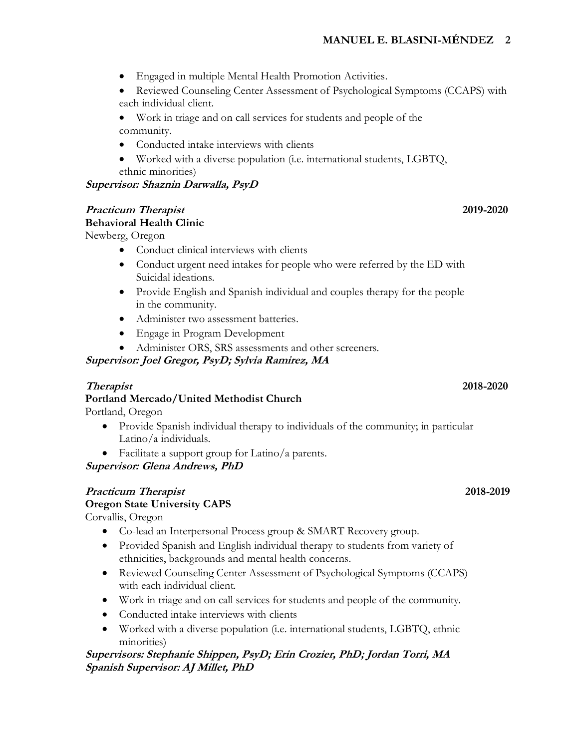- Engaged in multiple Mental Health Promotion Activities.
- Reviewed Counseling Center Assessment of Psychological Symptoms (CCAPS) with each individual client.
- Work in triage and on call services for students and people of the community.
- Conducted intake interviews with clients
- Worked with a diverse population (i.e. international students, LGBTQ, ethnic minorities)

***Supervisor: Shaznin Darwalla, PsyD***

***Practicum Therapist*** **2019-2020**
**Behavioral Health Clinic**
Newberg, Oregon

- Conduct clinical interviews with clients
- Conduct urgent need intakes for people who were referred by the ED with Suicidal ideations.
- Provide English and Spanish individual and couples therapy for the people in the community.
- Administer two assessment batteries.
- Engage in Program Development
- Administer ORS, SRS assessments and other screeners.

***Supervisor: Joel Gregor, PsyD; Sylvia Ramirez, MA***

***Therapist*** **2018-2020**
**Portland Mercado/United Methodist Church**
Portland, Oregon

- Provide Spanish individual therapy to individuals of the community; in particular Latino/a individuals.
- Facilitate a support group for Latino/a parents.

***Supervisor: Glena Andrews, PhD***

***Practicum Therapist*** **2018-2019**
**Oregon State University CAPS**
Corvallis, Oregon

- Co-lead an Interpersonal Process group & SMART Recovery group.
- Provided Spanish and English individual therapy to students from variety of ethnicities, backgrounds and mental health concerns.
- Reviewed Counseling Center Assessment of Psychological Symptoms (CCAPS) with each individual client.
- Work in triage and on call services for students and people of the community.
- Conducted intake interviews with clients
- Worked with a diverse population (i.e. international students, LGBTQ, ethnic minorities)

***Supervisors: Stephanie Shippen, PsyD; Erin Crozier, PhD; Jordan Torri, MA***
***Spanish Supervisor: AJ Millet, PhD***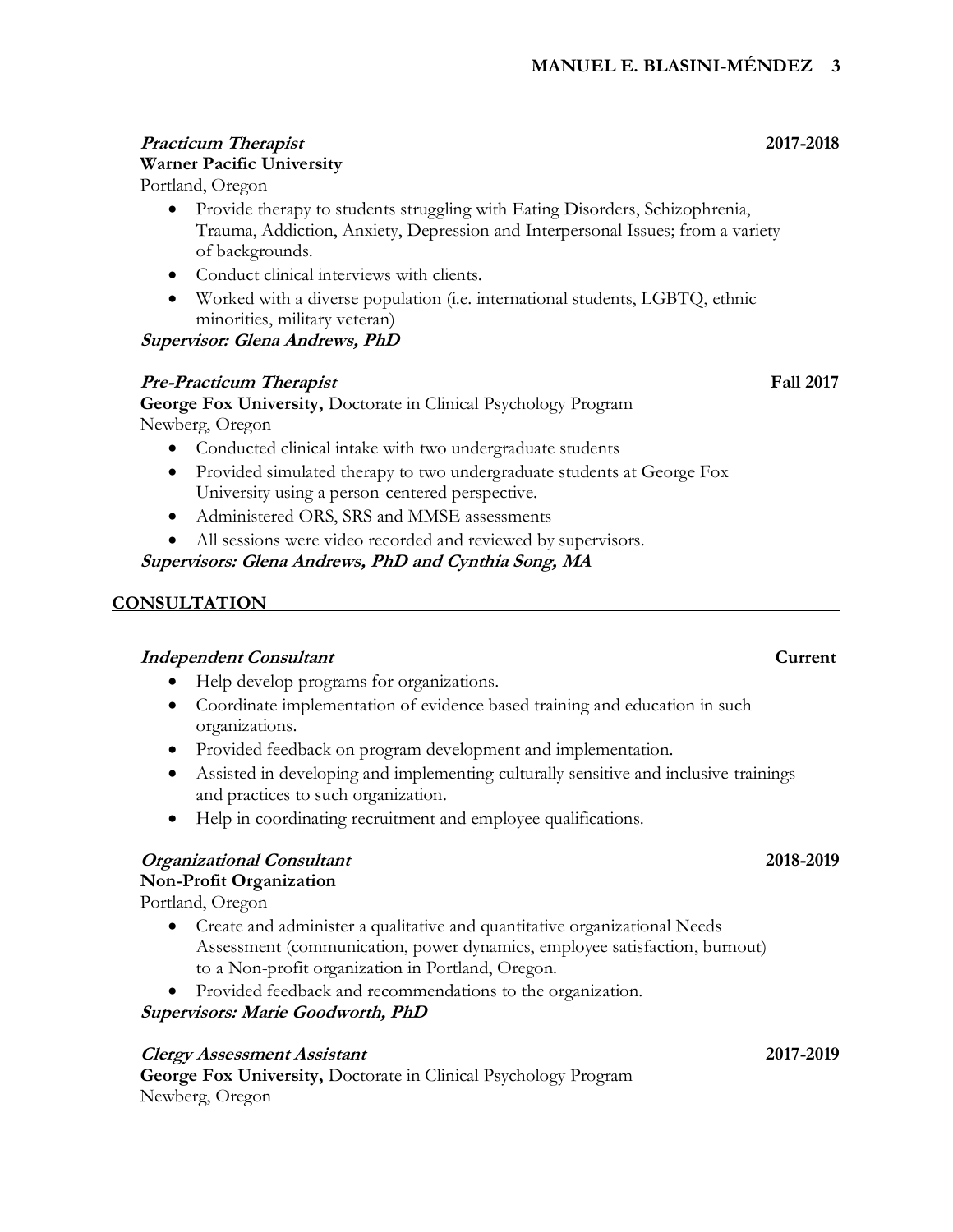***Practicum Therapist*** **2017-2018**
**Warner Pacific University**
Portland, Oregon

- Provide therapy to students struggling with Eating Disorders, Schizophrenia, Trauma, Addiction, Anxiety, Depression and Interpersonal Issues; from a variety of backgrounds.
- Conduct clinical interviews with clients.
- Worked with a diverse population (i.e. international students, LGBTQ, ethnic minorities, military veteran)

***Supervisor: Glena Andrews, PhD***

***Pre-Practicum Therapist*** **Fall 2017**
**George Fox University,** Doctorate in Clinical Psychology Program
Newberg, Oregon

- Conducted clinical intake with two undergraduate students
- Provided simulated therapy to two undergraduate students at George Fox University using a person-centered perspective.
- Administered ORS, SRS and MMSE assessments
- All sessions were video recorded and reviewed by supervisors.

***Supervisors: Glena Andrews, PhD and Cynthia Song, MA***

## CONSULTATION

***Independent Consultant*** **Current**

- Help develop programs for organizations.
- Coordinate implementation of evidence based training and education in such organizations.
- Provided feedback on program development and implementation.
- Assisted in developing and implementing culturally sensitive and inclusive trainings and practices to such organization.
- Help in coordinating recruitment and employee qualifications.

***Organizational Consultant*** **2018-2019**
**Non-Profit Organization**
Portland, Oregon

- Create and administer a qualitative and quantitative organizational Needs Assessment (communication, power dynamics, employee satisfaction, burnout) to a Non-profit organization in Portland, Oregon.
- Provided feedback and recommendations to the organization.

***Supervisors: Marie Goodworth, PhD***

***Clergy Assessment Assistant*** **2017-2019**
**George Fox University,** Doctorate in Clinical Psychology Program
Newberg, Oregon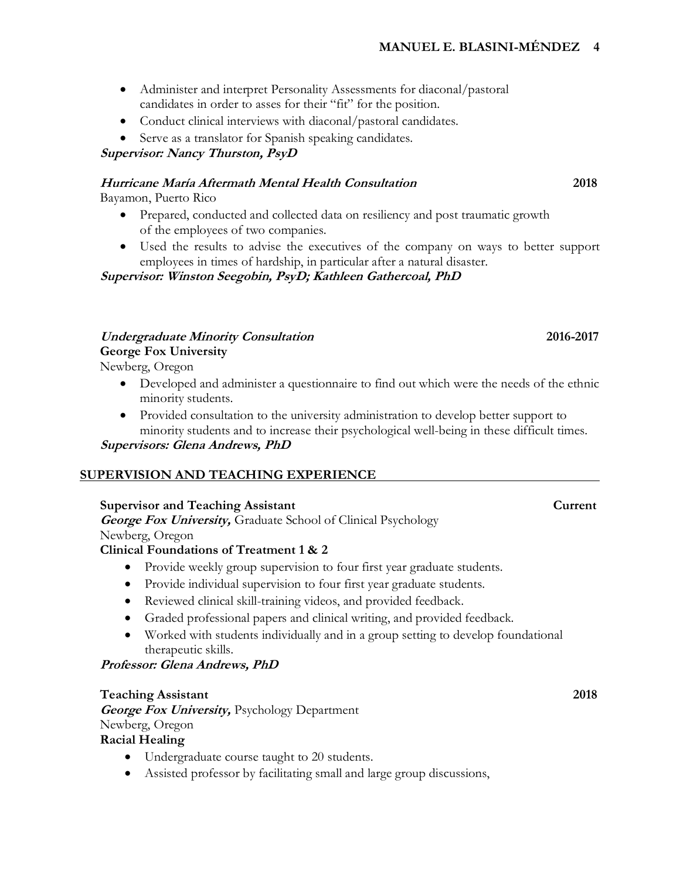- Administer and interpret Personality Assessments for diaconal/pastoral candidates in order to asses for their "fit" for the position.
- Conduct clinical interviews with diaconal/pastoral candidates.
- Serve as a translator for Spanish speaking candidates.

***Supervisor: Nancy Thurston, PsyD***

***Hurricane María Aftermath Mental Health Consultation*** **2018**

Bayamon, Puerto Rico

- Prepared, conducted and collected data on resiliency and post traumatic growth of the employees of two companies.
- Used the results to advise the executives of the company on ways to better support employees in times of hardship, in particular after a natural disaster.

***Supervisor: Winston Seegobin, PsyD; Kathleen Gathercoal, PhD***

***Undergraduate Minority Consultation*** **2016-2017**

**George Fox University**

Newberg, Oregon

- Developed and administer a questionnaire to find out which were the needs of the ethnic minority students.
- Provided consultation to the university administration to develop better support to minority students and to increase their psychological well-being in these difficult times.

***Supervisors: Glena Andrews, PhD***

## SUPERVISION AND TEACHING EXPERIENCE

**Supervisor and Teaching Assistant** **Current**

***George Fox University,*** Graduate School of Clinical Psychology

Newberg, Oregon

**Clinical Foundations of Treatment 1 & 2**

- Provide weekly group supervision to four first year graduate students.
- Provide individual supervision to four first year graduate students.
- Reviewed clinical skill-training videos, and provided feedback.
- Graded professional papers and clinical writing, and provided feedback.
- Worked with students individually and in a group setting to develop foundational therapeutic skills.

***Professor: Glena Andrews, PhD***

**Teaching Assistant** **2018**

***George Fox University,*** Psychology Department

Newberg, Oregon

**Racial Healing**

- Undergraduate course taught to 20 students.
- Assisted professor by facilitating small and large group discussions,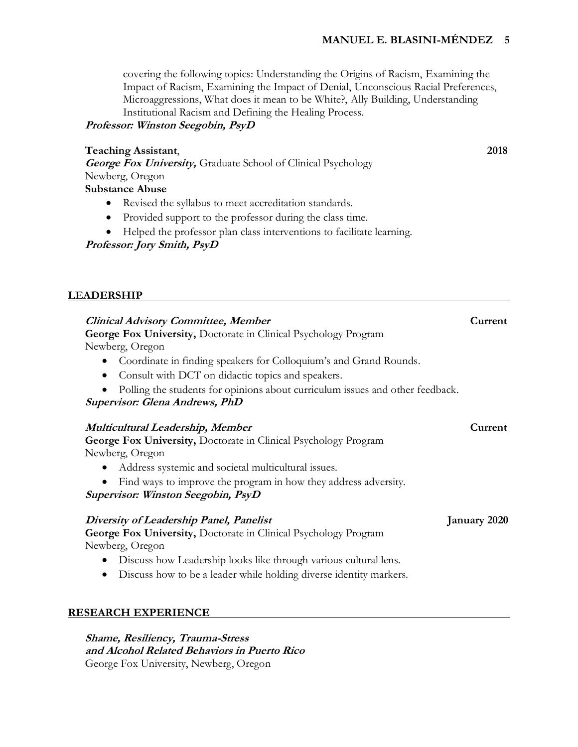covering the following topics: Understanding the Origins of Racism, Examining the Impact of Racism, Examining the Impact of Denial, Unconscious Racial Preferences, Microaggressions, What does it mean to be White?, Ally Building, Understanding Institutional Racism and Defining the Healing Process.

***Professor: Winston Seegobin, PsyD***

**Teaching Assistant**, **2018**
***George Fox University,*** Graduate School of Clinical Psychology
Newberg, Oregon
**Substance Abuse**

- Revised the syllabus to meet accreditation standards.
- Provided support to the professor during the class time.
- Helped the professor plan class interventions to facilitate learning.

***Professor: Jory Smith, PsyD***

## LEADERSHIP

***Clinical Advisory Committee, Member*** **Current**
**George Fox University,** Doctorate in Clinical Psychology Program
Newberg, Oregon

- Coordinate in finding speakers for Colloquium's and Grand Rounds.
- Consult with DCT on didactic topics and speakers.
- Polling the students for opinions about curriculum issues and other feedback.

***Supervisor: Glena Andrews, PhD***

***Multicultural Leadership, Member*** **Current**
**George Fox University,** Doctorate in Clinical Psychology Program
Newberg, Oregon

- Address systemic and societal multicultural issues.
- Find ways to improve the program in how they address adversity.

***Supervisor: Winston Seegobin, PsyD***

***Diversity of Leadership Panel, Panelist*** **January 2020**
**George Fox University,** Doctorate in Clinical Psychology Program
Newberg, Oregon

- Discuss how Leadership looks like through various cultural lens.
- Discuss how to be a leader while holding diverse identity markers.

## RESEARCH EXPERIENCE

***Shame, Resiliency, Trauma-Stress and Alcohol Related Behaviors in Puerto Rico***
George Fox University, Newberg, Oregon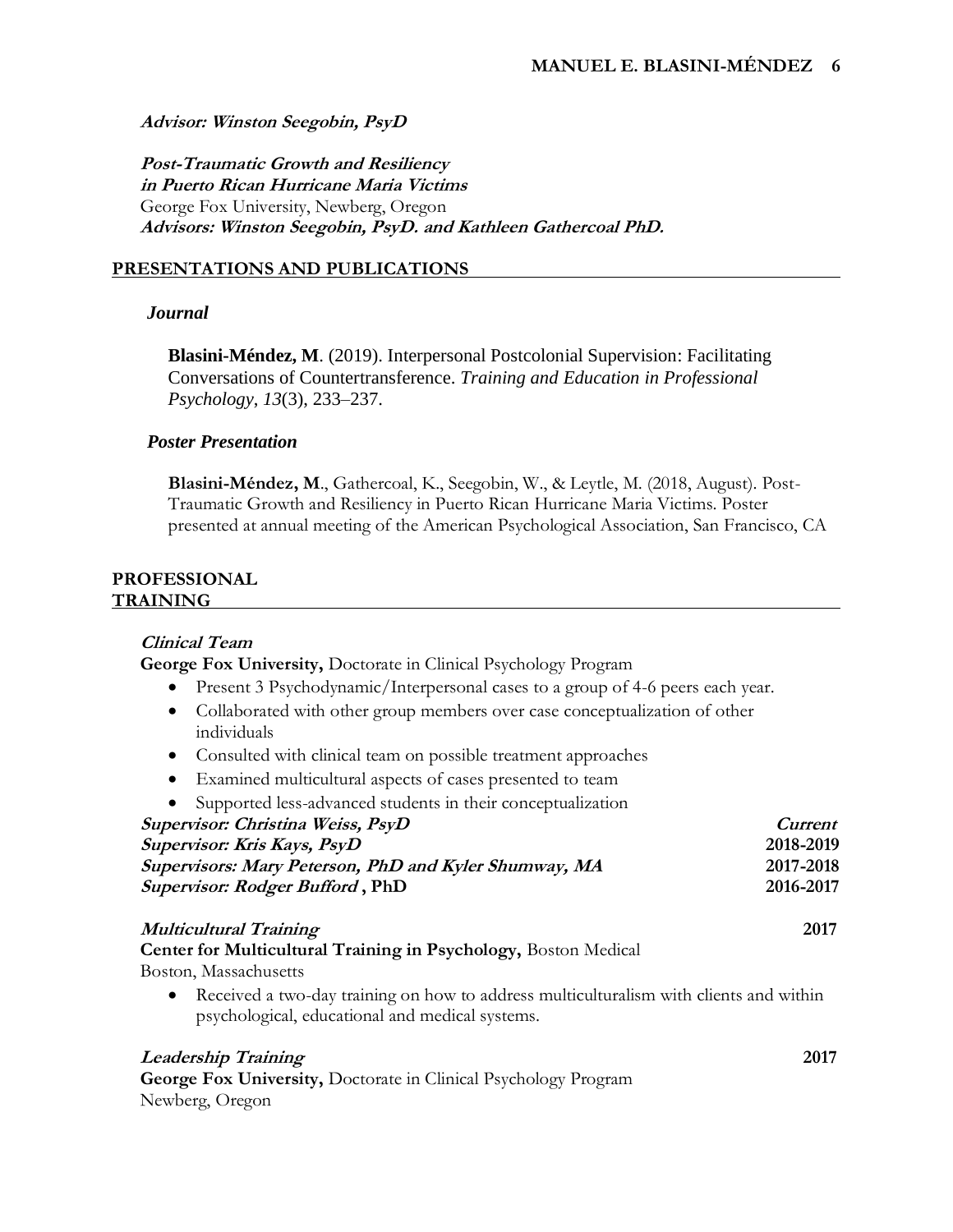***Advisor: Winston Seegobin, PsyD***

***Post-Traumatic Growth and Resiliency in Puerto Rican Hurricane Maria Victims***
George Fox University, Newberg, Oregon
***Advisors: Winston Seegobin, PsyD. and Kathleen Gathercoal PhD.***

## PRESENTATIONS AND PUBLICATIONS

### *Journal*

**Blasini-Méndez, M**. (2019). Interpersonal Postcolonial Supervision: Facilitating Conversations of Countertransference. *Training and Education in Professional Psychology*, *13*(3), 233–237.

### *Poster Presentation*

**Blasini-Méndez, M**., Gathercoal, K., Seegobin, W., & Leytle, M. (2018, August). Post-Traumatic Growth and Resiliency in Puerto Rican Hurricane Maria Victims. Poster presented at annual meeting of the American Psychological Association, San Francisco, CA

## PROFESSIONAL TRAINING

***Clinical Team***
**George Fox University,** Doctorate in Clinical Psychology Program

- Present 3 Psychodynamic/Interpersonal cases to a group of 4-6 peers each year.
- Collaborated with other group members over case conceptualization of other individuals
- Consulted with clinical team on possible treatment approaches
- Examined multicultural aspects of cases presented to team
- Supported less-advanced students in their conceptualization

***Supervisor: Christina Weiss, PsyD*** — ***Current***
***Supervisor: Kris Kays, PsyD*** — **2018-2019**
***Supervisors: Mary Peterson, PhD and Kyler Shumway, MA*** — **2017-2018**
***Supervisor: Rodger Bufford*, PhD** — **2016-2017**

***Multicultural Training*** — **2017**
**Center for Multicultural Training in Psychology,** Boston Medical
Boston, Massachusetts

- Received a two-day training on how to address multiculturalism with clients and within psychological, educational and medical systems.

***Leadership Training*** — **2017**
**George Fox University,** Doctorate in Clinical Psychology Program
Newberg, Oregon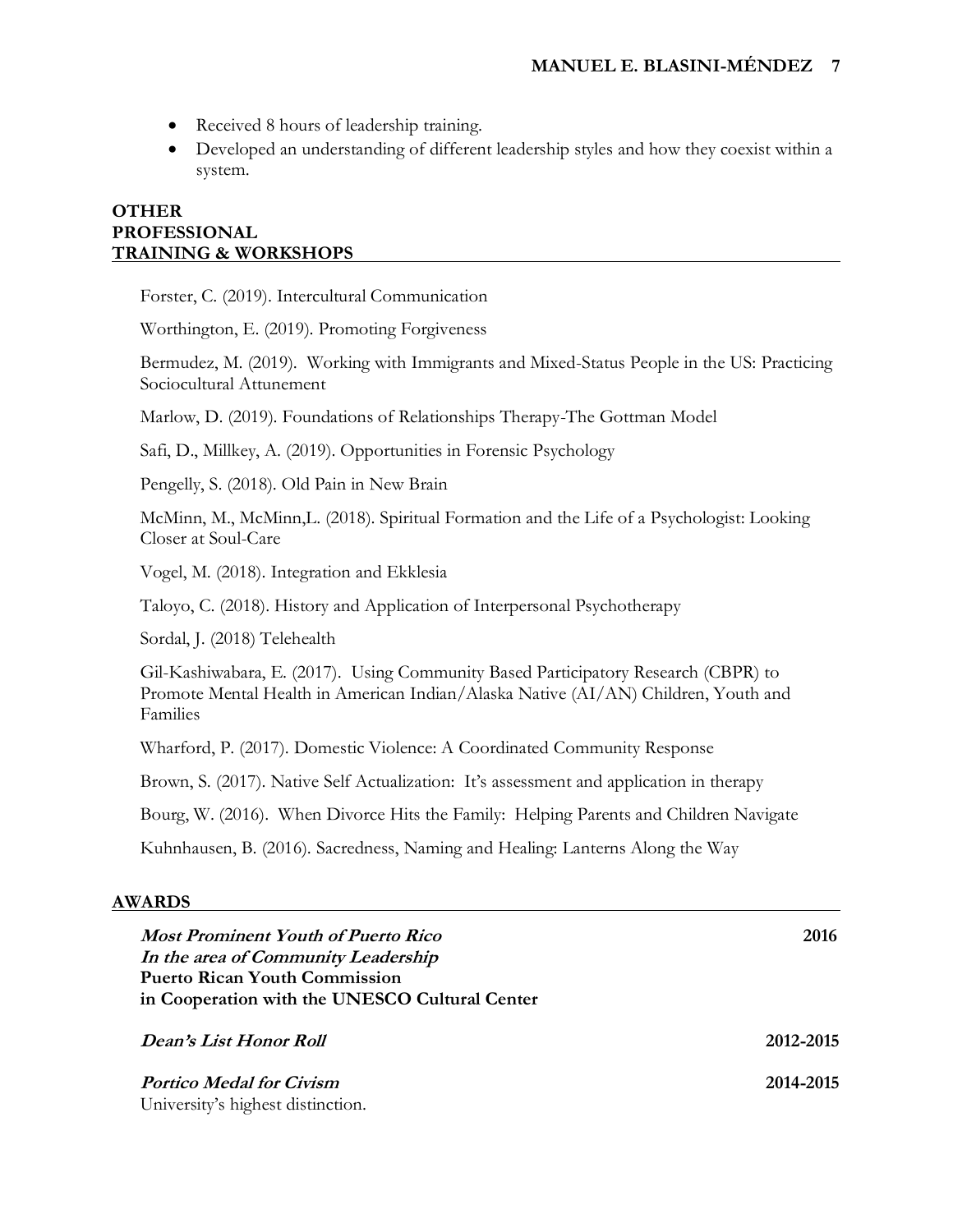- Received 8 hours of leadership training.
- Developed an understanding of different leadership styles and how they coexist within a system.

## OTHER PROFESSIONAL TRAINING & WORKSHOPS

Forster, C. (2019). Intercultural Communication

Worthington, E. (2019). Promoting Forgiveness

Bermudez, M. (2019). Working with Immigrants and Mixed-Status People in the US: Practicing Sociocultural Attunement

Marlow, D. (2019). Foundations of Relationships Therapy-The Gottman Model

Safi, D., Millkey, A. (2019). Opportunities in Forensic Psychology

Pengelly, S. (2018). Old Pain in New Brain

McMinn, M., McMinn,L. (2018). Spiritual Formation and the Life of a Psychologist: Looking Closer at Soul-Care

Vogel, M. (2018). Integration and Ekklesia

Taloyo, C. (2018). History and Application of Interpersonal Psychotherapy

Sordal, J. (2018) Telehealth

Gil-Kashiwabara, E. (2017). Using Community Based Participatory Research (CBPR) to Promote Mental Health in American Indian/Alaska Native (AI/AN) Children, Youth and Families

Wharford, P. (2017). Domestic Violence: A Coordinated Community Response

Brown, S. (2017). Native Self Actualization: It's assessment and application in therapy

Bourg, W. (2016). When Divorce Hits the Family: Helping Parents and Children Navigate

Kuhnhausen, B. (2016). Sacredness, Naming and Healing: Lanterns Along the Way

## AWARDS

***Most Prominent Youth of Puerto Rico*** **2016**
***In the area of Community Leadership***
**Puerto Rican Youth Commission**
**in Cooperation with the UNESCO Cultural Center**

***Dean's List Honor Roll*** **2012-2015**

***Portico Medal for Civism*** **2014-2015**
University's highest distinction.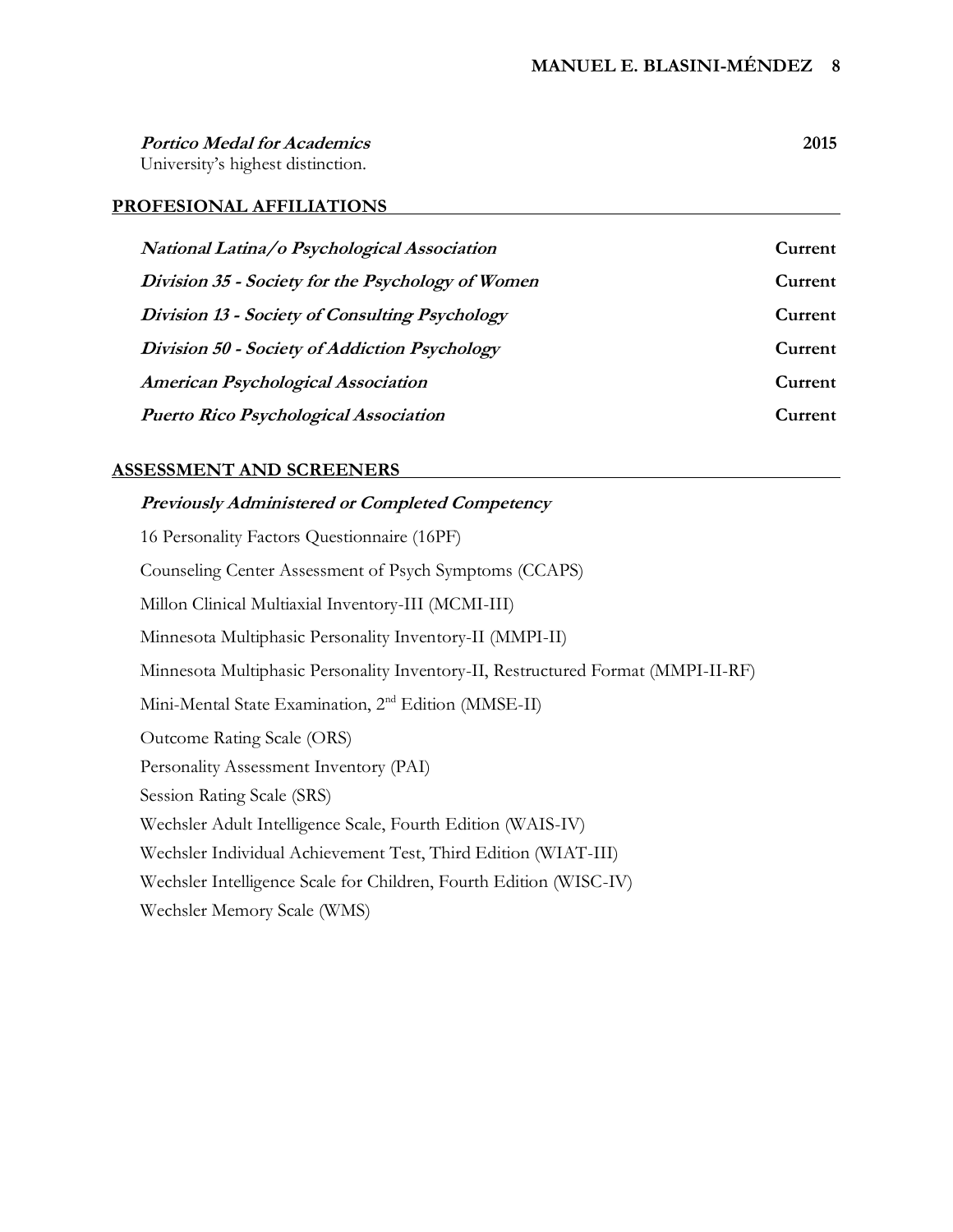***Portico Medal for Academics*** **2015**

University's highest distinction.

## PROFESIONAL AFFILIATIONS

***National Latina/o Psychological Association*** **Current**

***Division 35 - Society for the Psychology of Women*** **Current**

***Division 13 - Society of Consulting Psychology*** **Current**

***Division 50 - Society of Addiction Psychology*** **Current**

***American Psychological Association*** **Current**

***Puerto Rico Psychological Association*** **Current**

## ASSESSMENT AND SCREENERS

***Previously Administered or Completed Competency***

16 Personality Factors Questionnaire (16PF)

Counseling Center Assessment of Psych Symptoms (CCAPS)

Millon Clinical Multiaxial Inventory-III (MCMI-III)

Minnesota Multiphasic Personality Inventory-II (MMPI-II)

Minnesota Multiphasic Personality Inventory-II, Restructured Format (MMPI-II-RF)

Mini-Mental State Examination, 2nd Edition (MMSE-II)

Outcome Rating Scale (ORS)

Personality Assessment Inventory (PAI)

Session Rating Scale (SRS)

Wechsler Adult Intelligence Scale, Fourth Edition (WAIS-IV)

Wechsler Individual Achievement Test, Third Edition (WIAT-III)

Wechsler Intelligence Scale for Children, Fourth Edition (WISC-IV)

Wechsler Memory Scale (WMS)